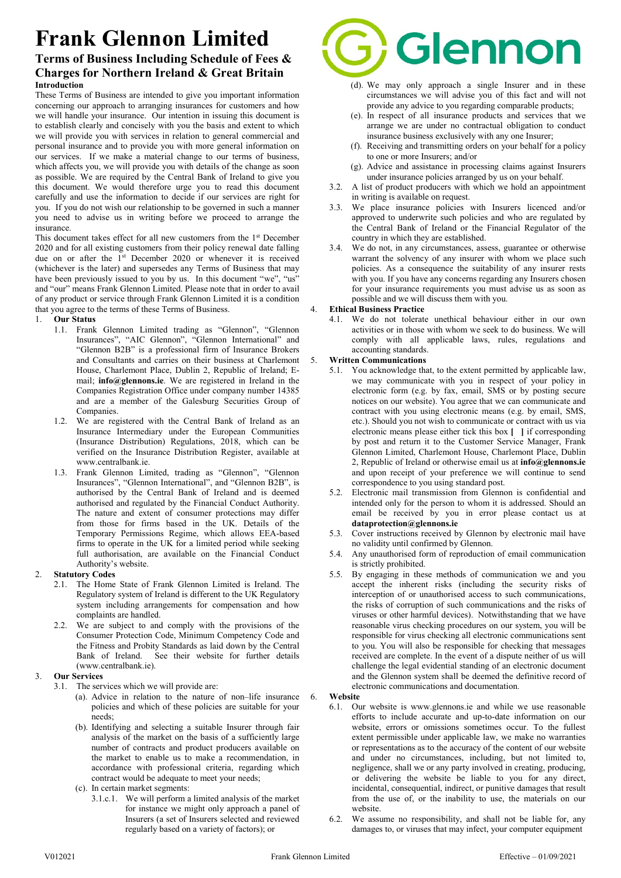# Frank Glennon Limited

## Terms of Business Including Schedule of Fees & Charges for Northern Ireland & Great Britain

### Introduction

These Terms of Business are intended to give you important information concerning our approach to arranging insurances for customers and how we will handle your insurance. Our intention in issuing this document is to establish clearly and concisely with you the basis and extent to which we will provide you with services in relation to general commercial and personal insurance and to provide you with more general information on our services. If we make a material change to our terms of business, which affects you, we will provide you with details of the change as soon as possible. We are required by the Central Bank of Ireland to give you this document. We would therefore urge you to read this document carefully and use the information to decide if our services are right for you. If you do not wish our relationship to be governed in such a manner you need to advise us in writing before we proceed to arrange the insurance.

This document takes effect for all new customers from the 1st December 2020 and for all existing customers from their policy renewal date falling due on or after the 1st December 2020 or whenever it is received (whichever is the later) and supersedes any Terms of Business that may have been previously issued to you by us. In this document "we", "us" and "our" means Frank Glennon Limited. Please note that in order to avail of any product or service through Frank Glennon Limited it is a condition that you agree to the terms of these Terms of Business.

1. **Our Status**
   - 1.1. Frank Glennon Limited trading as "Glennon", "Glennon Insurances", "AIC Glennon", "Glennon International" and "Glennon B2B" is a professional firm of Insurance Brokers and Consultants and carries on their business at Charlemont House, Charlemont Place, Dublin 2, Republic of Ireland; E-mail; **info@glennons.ie**. We are registered in Ireland in the Companies Registration Office under company number 14385 and are a member of the Galesburg Securities Group of Companies.
   - 1.2. We are registered with the Central Bank of Ireland as an Insurance Intermediary under the European Communities (Insurance Distribution) Regulations, 2018, which can be verified on the Insurance Distribution Register, available at www.centralbank.ie.
   - 1.3. Frank Glennon Limited, trading as "Glennon", "Glennon Insurances", "Glennon International", and "Glennon B2B", is authorised by the Central Bank of Ireland and is deemed authorised and regulated by the Financial Conduct Authority. The nature and extent of consumer protections may differ from those for firms based in the UK. Details of the Temporary Permissions Regime, which allows EEA-based firms to operate in the UK for a limited period while seeking full authorisation, are available on the Financial Conduct Authority's website.
2. **Statutory Codes**
   - 2.1. The Home State of Frank Glennon Limited is Ireland. The Regulatory system of Ireland is different to the UK Regulatory system including arrangements for compensation and how complaints are handled.
   - 2.2. We are subject to and comply with the provisions of the Consumer Protection Code, Minimum Competency Code and the Fitness and Probity Standards as laid down by the Central Bank of Ireland. See their website for further details (www.centralbank.ie).
3. **Our Services**
   - 3.1. The services which we will provide are:
     - (a). Advice in relation to the nature of non–life insurance policies and which of these policies are suitable for your needs;
     - (b). Identifying and selecting a suitable Insurer through fair analysis of the market on the basis of a sufficiently large number of contracts and product producers available on the market to enable us to make a recommendation, in accordance with professional criteria, regarding which contract would be adequate to meet your needs;
     - (c). In certain market segments:
       - 3.1.c.1. We will perform a limited analysis of the market for instance we might only approach a panel of Insurers (a set of Insurers selected and reviewed regularly based on a variety of factors); or
     - (d). We may only approach a single Insurer and in these circumstances we will advise you of this fact and will not provide any advice to you regarding comparable products;
     - (e). In respect of all insurance products and services that we arrange we are under no contractual obligation to conduct insurance business exclusively with any one Insurer;
     - (f). Receiving and transmitting orders on your behalf for a policy to one or more Insurers; and/or
     - (g). Advice and assistance in processing claims against Insurers under insurance policies arranged by us on your behalf.
   - 3.2. A list of product producers with which we hold an appointment in writing is available on request.
   - 3.3. We place insurance policies with Insurers licenced and/or approved to underwrite such policies and who are regulated by the Central Bank of Ireland or the Financial Regulator of the country in which they are established.
   - 3.4. We do not, in any circumstances, assess, guarantee or otherwise warrant the solvency of any insurer with whom we place such policies. As a consequence the suitability of any insurer rests with you. If you have any concerns regarding any Insurers chosen for your insurance requirements you must advise us as soon as possible and we will discuss them with you.
4. **Ethical Business Practice**
   - 4.1. We do not tolerate unethical behaviour either in our own activities or in those with whom we seek to do business. We will comply with all applicable laws, rules, regulations and accounting standards.
5. **Written Communications**
   - 5.1. You acknowledge that, to the extent permitted by applicable law, we may communicate with you in respect of your policy in electronic form (e.g. by fax, email, SMS or by posting secure notices on our website). You agree that we can communicate and contract with you using electronic means (e.g. by email, SMS, etc.). Should you not wish to communicate or contract with us via electronic means please either tick this box **[ ]** if corresponding by post and return it to the Customer Service Manager, Frank Glennon Limited, Charlemont House, Charlemont Place, Dublin 2, Republic of Ireland or otherwise email us at **info@glennons.ie** and upon receipt of your preference we will continue to send correspondence to you using standard post.
   - 5.2. Electronic mail transmission from Glennon is confidential and intended only for the person to whom it is addressed. Should an email be received by you in error please contact us at **dataprotection@glennons.ie**
   - 5.3. Cover instructions received by Glennon by electronic mail have no validity until confirmed by Glennon.
   - 5.4. Any unauthorised form of reproduction of email communication is strictly prohibited.
   - 5.5. By engaging in these methods of communication we and you accept the inherent risks (including the security risks of interception of or unauthorised access to such communications, the risks of corruption of such communications and the risks of viruses or other harmful devices). Notwithstanding that we have reasonable virus checking procedures on our system, you will be responsible for virus checking all electronic communications sent to you. You will also be responsible for checking that messages received are complete. In the event of a dispute neither of us will challenge the legal evidential standing of an electronic document and the Glennon system shall be deemed the definitive record of electronic communications and documentation.
6. **Website**
   - 6.1. Our website is www.glennons.ie and while we use reasonable efforts to include accurate and up-to-date information on our website, errors or omissions sometimes occur. To the fullest extent permissible under applicable law, we make no warranties or representations as to the accuracy of the content of our website and under no circumstances, including, but not limited to, negligence, shall we or any party involved in creating, producing, or delivering the website be liable to you for any direct, incidental, consequential, indirect, or punitive damages that result from the use of, or the inability to use, the materials on our website.
   - 6.2. We assume no responsibility, and shall not be liable for, any damages to, or viruses that may infect, your computer equipment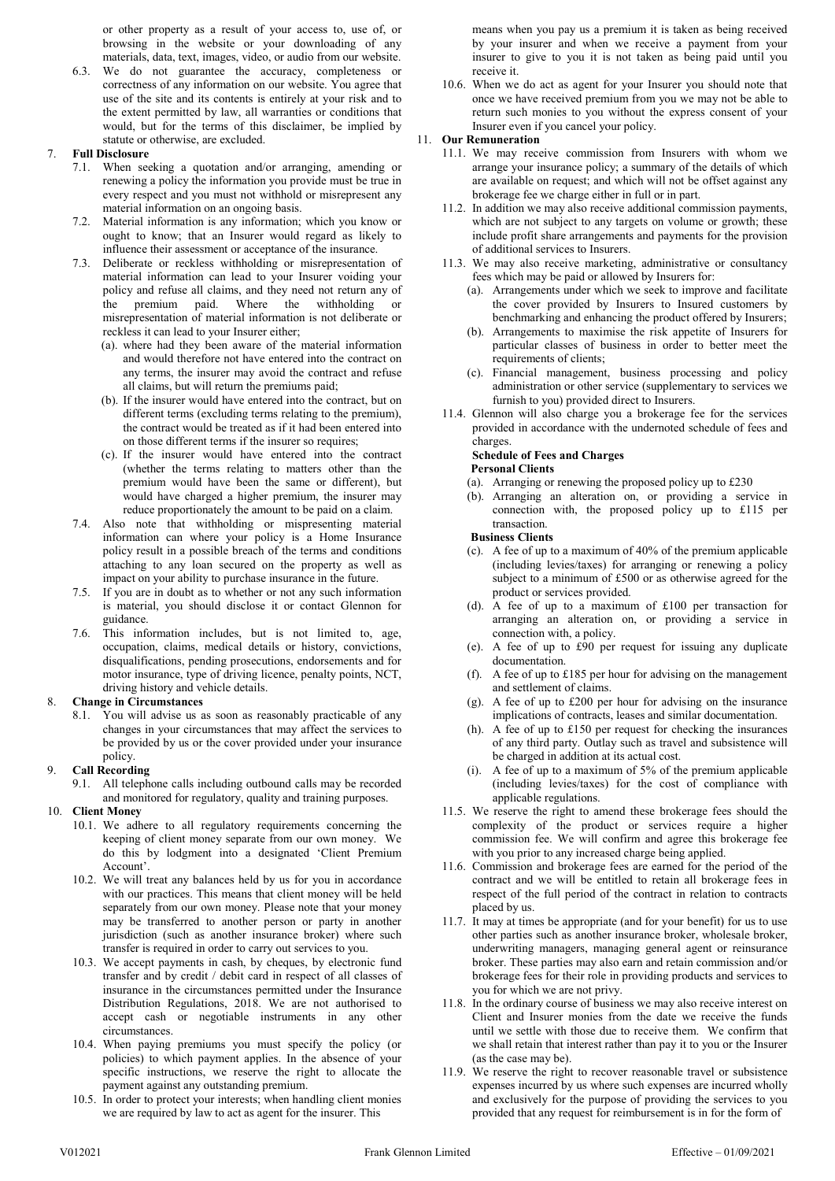or other property as a result of your access to, use of, or browsing in the website or your downloading of any materials, data, text, images, video, or audio from our website.

6.3. We do not guarantee the accuracy, completeness or correctness of any information on our website. You agree that use of the site and its contents is entirely at your risk and to the extent permitted by law, all warranties or conditions that would, but for the terms of this disclaimer, be implied by statute or otherwise, are excluded.

## 7. Full Disclosure

7.1. When seeking a quotation and/or arranging, amending or renewing a policy the information you provide must be true in every respect and you must not withhold or misrepresent any material information on an ongoing basis.

7.2. Material information is any information; which you know or ought to know; that an Insurer would regard as likely to influence their assessment or acceptance of the insurance.

7.3. Deliberate or reckless withholding or misrepresentation of material information can lead to your Insurer voiding your policy and refuse all claims, and they need not return any of the premium paid. Where the withholding or misrepresentation of material information is not deliberate or reckless it can lead to your Insurer either;

- (a). where had they been aware of the material information and would therefore not have entered into the contract on any terms, the insurer may avoid the contract and refuse all claims, but will return the premiums paid;
- (b). If the insurer would have entered into the contract, but on different terms (excluding terms relating to the premium), the contract would be treated as if it had been entered into on those different terms if the insurer so requires;
- (c). If the insurer would have entered into the contract (whether the terms relating to matters other than the premium would have been the same or different), but would have charged a higher premium, the insurer may reduce proportionately the amount to be paid on a claim.

7.4. Also note that withholding or mispresenting material information can where your policy is a Home Insurance policy result in a possible breach of the terms and conditions attaching to any loan secured on the property as well as impact on your ability to purchase insurance in the future.

7.5. If you are in doubt as to whether or not any such information is material, you should disclose it or contact Glennon for guidance.

7.6. This information includes, but is not limited to, age, occupation, claims, medical details or history, convictions, disqualifications, pending prosecutions, endorsements and for motor insurance, type of driving licence, penalty points, NCT, driving history and vehicle details.

## 8. Change in Circumstances

8.1. You will advise us as soon as reasonably practicable of any changes in your circumstances that may affect the services to be provided by us or the cover provided under your insurance policy.

## 9. Call Recording

9.1. All telephone calls including outbound calls may be recorded and monitored for regulatory, quality and training purposes.

## 10. Client Money

10.1. We adhere to all regulatory requirements concerning the keeping of client money separate from our own money. We do this by lodgment into a designated 'Client Premium Account'.

10.2. We will treat any balances held by us for you in accordance with our practices. This means that client money will be held separately from our own money. Please note that your money may be transferred to another person or party in another jurisdiction (such as another insurance broker) where such transfer is required in order to carry out services to you.

10.3. We accept payments in cash, by cheques, by electronic fund transfer and by credit / debit card in respect of all classes of insurance in the circumstances permitted under the Insurance Distribution Regulations, 2018. We are not authorised to accept cash or negotiable instruments in any other circumstances.

10.4. When paying premiums you must specify the policy (or policies) to which payment applies. In the absence of your specific instructions, we reserve the right to allocate the payment against any outstanding premium.

10.5. In order to protect your interests; when handling client monies we are required by law to act as agent for the insurer. This means when you pay us a premium it is taken as being received by your insurer and when we receive a payment from your insurer to give to you it is not taken as being paid until you receive it.

10.6. When we do act as agent for your Insurer you should note that once we have received premium from you we may not be able to return such monies to you without the express consent of your Insurer even if you cancel your policy.

## 11. Our Remuneration

11.1. We may receive commission from Insurers with whom we arrange your insurance policy; a summary of the details of which are available on request; and which will not be offset against any brokerage fee we charge either in full or in part.

11.2. In addition we may also receive additional commission payments, which are not subject to any targets on volume or growth; these include profit share arrangements and payments for the provision of additional services to Insurers.

11.3. We may also receive marketing, administrative or consultancy fees which may be paid or allowed by Insurers for:

- (a). Arrangements under which we seek to improve and facilitate the cover provided by Insurers to Insured customers by benchmarking and enhancing the product offered by Insurers;
- (b). Arrangements to maximise the risk appetite of Insurers for particular classes of business in order to better meet the requirements of clients;
- (c). Financial management, business processing and policy administration or other service (supplementary to services we furnish to you) provided direct to Insurers.

11.4. Glennon will also charge you a brokerage fee for the services provided in accordance with the undernoted schedule of fees and charges.

**Schedule of Fees and Charges**

**Personal Clients**

- (a). Arranging or renewing the proposed policy up to £230
- (b). Arranging an alteration on, or providing a service in connection with, the proposed policy up to £115 per transaction.

**Business Clients**

- (c). A fee of up to a maximum of 40% of the premium applicable (including levies/taxes) for arranging or renewing a policy subject to a minimum of £500 or as otherwise agreed for the product or services provided.
- (d). A fee of up to a maximum of £100 per transaction for arranging an alteration on, or providing a service in connection with, a policy.
- (e). A fee of up to £90 per request for issuing any duplicate documentation.
- (f). A fee of up to £185 per hour for advising on the management and settlement of claims.
- (g). A fee of up to £200 per hour for advising on the insurance implications of contracts, leases and similar documentation.
- (h). A fee of up to £150 per request for checking the insurances of any third party. Outlay such as travel and subsistence will be charged in addition at its actual cost.
- (i). A fee of up to a maximum of 5% of the premium applicable (including levies/taxes) for the cost of compliance with applicable regulations.

11.5. We reserve the right to amend these brokerage fees should the complexity of the product or services require a higher commission fee. We will confirm and agree this brokerage fee with you prior to any increased charge being applied.

11.6. Commission and brokerage fees are earned for the period of the contract and we will be entitled to retain all brokerage fees in respect of the full period of the contract in relation to contracts placed by us.

11.7. It may at times be appropriate (and for your benefit) for us to use other parties such as another insurance broker, wholesale broker, underwriting managers, managing general agent or reinsurance broker. These parties may also earn and retain commission and/or brokerage fees for their role in providing products and services to you for which we are not privy.

11.8. In the ordinary course of business we may also receive interest on Client and Insurer monies from the date we receive the funds until we settle with those due to receive them. We confirm that we shall retain that interest rather than pay it to you or the Insurer (as the case may be).

11.9. We reserve the right to recover reasonable travel or subsistence expenses incurred by us where such expenses are incurred wholly and exclusively for the purpose of providing the services to you provided that any request for reimbursement is in for the form of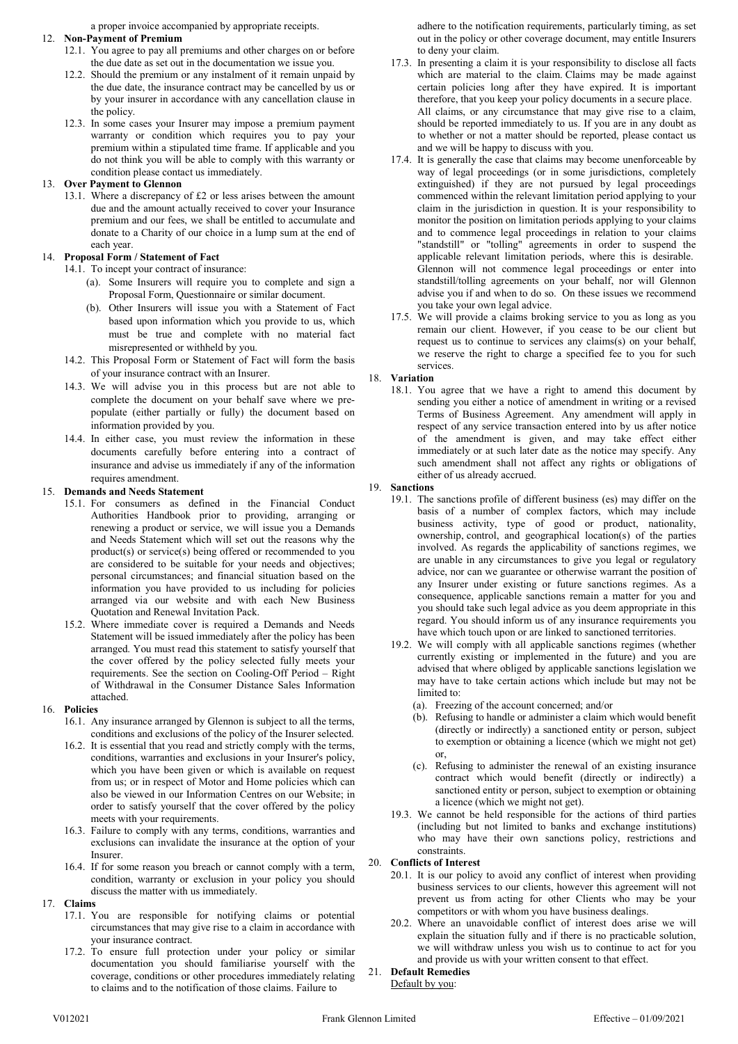a proper invoice accompanied by appropriate receipts.

12. **Non-Payment of Premium**
    12.1. You agree to pay all premiums and other charges on or before the due date as set out in the documentation we issue you.
    12.2. Should the premium or any instalment of it remain unpaid by the due date, the insurance contract may be cancelled by us or by your insurer in accordance with any cancellation clause in the policy.
    12.3. In some cases your Insurer may impose a premium payment warranty or condition which requires you to pay your premium within a stipulated time frame. If applicable and you do not think you will be able to comply with this warranty or condition please contact us immediately.

13. **Over Payment to Glennon**
    13.1. Where a discrepancy of £2 or less arises between the amount due and the amount actually received to cover your Insurance premium and our fees, we shall be entitled to accumulate and donate to a Charity of our choice in a lump sum at the end of each year.

14. **Proposal Form / Statement of Fact**
    14.1. To incept your contract of insurance:
    (a). Some Insurers will require you to complete and sign a Proposal Form, Questionnaire or similar document.
    (b). Other Insurers will issue you with a Statement of Fact based upon information which you provide to us, which must be true and complete with no material fact misrepresented or withheld by you.
    14.2. This Proposal Form or Statement of Fact will form the basis of your insurance contract with an Insurer.
    14.3. We will advise you in this process but are not able to complete the document on your behalf save where we pre-populate (either partially or fully) the document based on information provided by you.
    14.4. In either case, you must review the information in these documents carefully before entering into a contract of insurance and advise us immediately if any of the information requires amendment.

15. **Demands and Needs Statement**
    15.1. For consumers as defined in the Financial Conduct Authorities Handbook prior to providing, arranging or renewing a product or service, we will issue you a Demands and Needs Statement which will set out the reasons why the product(s) or service(s) being offered or recommended to you are considered to be suitable for your needs and objectives; personal circumstances; and financial situation based on the information you have provided to us including for policies arranged via our website and with each New Business Quotation and Renewal Invitation Pack.
    15.2. Where immediate cover is required a Demands and Needs Statement will be issued immediately after the policy has been arranged. You must read this statement to satisfy yourself that the cover offered by the policy selected fully meets your requirements. See the section on Cooling-Off Period – Right of Withdrawal in the Consumer Distance Sales Information attached.

16. **Policies**
    16.1. Any insurance arranged by Glennon is subject to all the terms, conditions and exclusions of the policy of the Insurer selected.
    16.2. It is essential that you read and strictly comply with the terms, conditions, warranties and exclusions in your Insurer's policy, which you have been given or which is available on request from us; or in respect of Motor and Home policies which can also be viewed in our Information Centres on our Website; in order to satisfy yourself that the cover offered by the policy meets with your requirements.
    16.3. Failure to comply with any terms, conditions, warranties and exclusions can invalidate the insurance at the option of your Insurer.
    16.4. If for some reason you breach or cannot comply with a term, condition, warranty or exclusion in your policy you should discuss the matter with us immediately.

17. **Claims**
    17.1. You are responsible for notifying claims or potential circumstances that may give rise to a claim in accordance with your insurance contract.
    17.2. To ensure full protection under your policy or similar documentation you should familiarise yourself with the coverage, conditions or other procedures immediately relating to claims and to the notification of those claims. Failure to adhere to the notification requirements, particularly timing, as set out in the policy or other coverage document, may entitle Insurers to deny your claim.
    17.3. In presenting a claim it is your responsibility to disclose all facts which are material to the claim. Claims may be made against certain policies long after they have expired. It is important therefore, that you keep your policy documents in a secure place. All claims, or any circumstance that may give rise to a claim, should be reported immediately to us. If you are in any doubt as to whether or not a matter should be reported, please contact us and we will be happy to discuss with you.
    17.4. It is generally the case that claims may become unenforceable by way of legal proceedings (or in some jurisdictions, completely extinguished) if they are not pursued by legal proceedings commenced within the relevant limitation period applying to your claim in the jurisdiction in question. It is your responsibility to monitor the position on limitation periods applying to your claims and to commence legal proceedings in relation to your claims "standstill" or "tolling" agreements in order to suspend the applicable relevant limitation periods, where this is desirable. Glennon will not commence legal proceedings or enter into standstill/tolling agreements on your behalf, nor will Glennon advise you if and when to do so. On these issues we recommend you take your own legal advice.
    17.5. We will provide a claims broking service to you as long as you remain our client. However, if you cease to be our client but request us to continue to services any claims(s) on your behalf, we reserve the right to charge a specified fee to you for such services.

18. **Variation**
    18.1. You agree that we have a right to amend this document by sending you either a notice of amendment in writing or a revised Terms of Business Agreement. Any amendment will apply in respect of any service transaction entered into by us after notice of the amendment is given, and may take effect either immediately or at such later date as the notice may specify. Any such amendment shall not affect any rights or obligations of either of us already accrued.

19. **Sanctions**
    19.1. The sanctions profile of different business (es) may differ on the basis of a number of complex factors, which may include business activity, type of good or product, nationality, ownership, control, and geographical location(s) of the parties involved. As regards the applicability of sanctions regimes, we are unable in any circumstances to give you legal or regulatory advice, nor can we guarantee or otherwise warrant the position of any Insurer under existing or future sanctions regimes. As a consequence, applicable sanctions remain a matter for you and you should take such legal advice as you deem appropriate in this regard. You should inform us of any insurance requirements you have which touch upon or are linked to sanctioned territories.
    19.2. We will comply with all applicable sanctions regimes (whether currently existing or implemented in the future) and you are advised that where obliged by applicable sanctions legislation we may have to take certain actions which include but may not be limited to:
    (a). Freezing of the account concerned; and/or
    (b). Refusing to handle or administer a claim which would benefit (directly or indirectly) a sanctioned entity or person, subject to exemption or obtaining a licence (which we might not get) or,
    (c). Refusing to administer the renewal of an existing insurance contract which would benefit (directly or indirectly) a sanctioned entity or person, subject to exemption or obtaining a licence (which we might not get).
    19.3. We cannot be held responsible for the actions of third parties (including but not limited to banks and exchange institutions) who may have their own sanctions policy, restrictions and constraints.

20. **Conflicts of Interest**
    20.1. It is our policy to avoid any conflict of interest when providing business services to our clients, however this agreement will not prevent us from acting for other Clients who may be your competitors or with whom you have business dealings.
    20.2. Where an unavoidable conflict of interest does arise we will explain the situation fully and if there is no practicable solution, we will withdraw unless you wish us to continue to act for you and provide us with your written consent to that effect.

21. **Default Remedies**
    Default by you: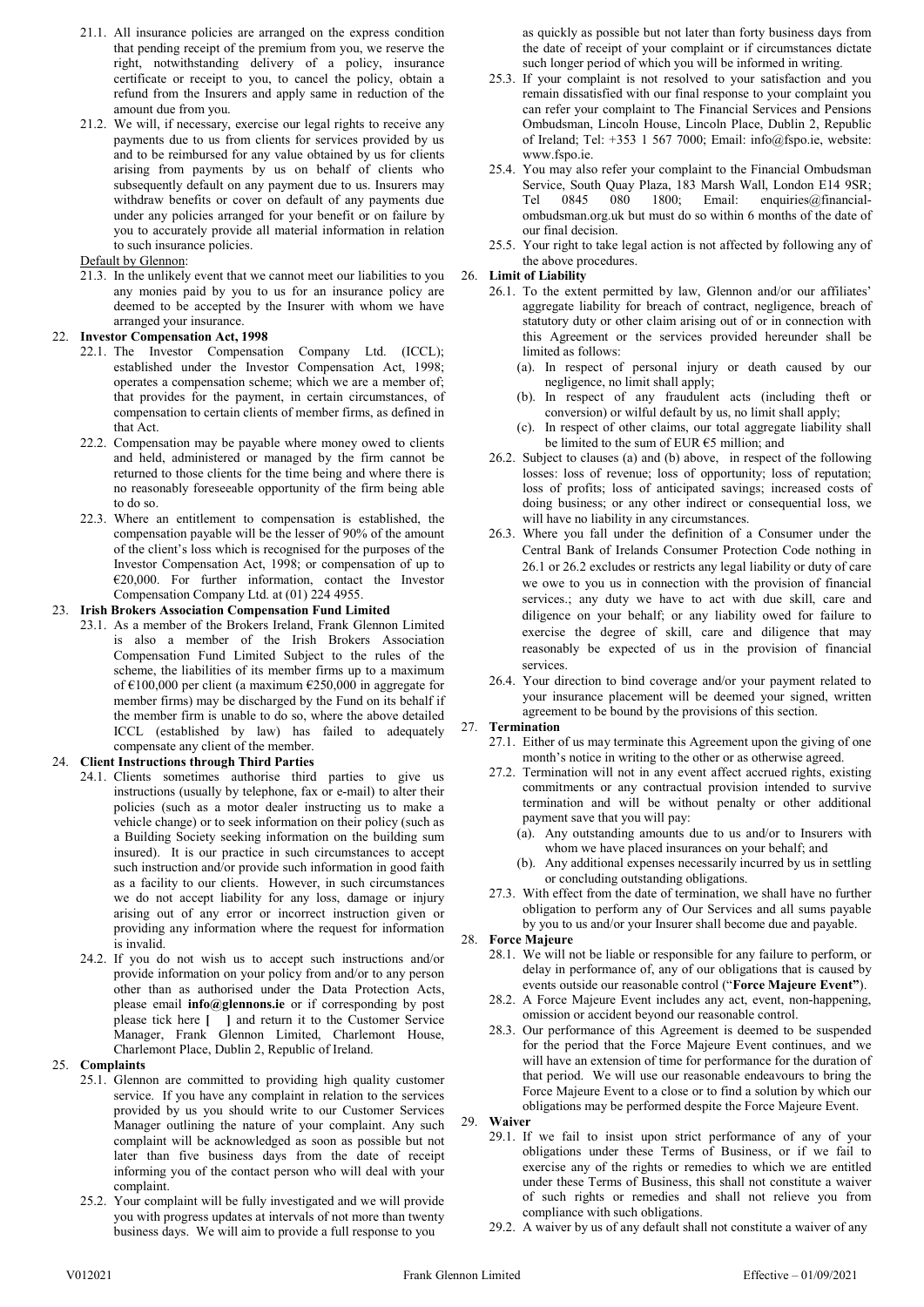21.1. All insurance policies are arranged on the express condition that pending receipt of the premium from you, we reserve the right, notwithstanding delivery of a policy, insurance certificate or receipt to you, to cancel the policy, obtain a refund from the Insurers and apply same in reduction of the amount due from you.

21.2. We will, if necessary, exercise our legal rights to receive any payments due to us from clients for services provided by us and to be reimbursed for any value obtained by us for clients arising from payments by us on behalf of clients who subsequently default on any payment due to us. Insurers may withdraw benefits or cover on default of any payments due under any policies arranged for your benefit or on failure by you to accurately provide all material information in relation to such insurance policies.

Default by Glennon:

21.3. In the unlikely event that we cannot meet our liabilities to you any monies paid by you to us for an insurance policy are deemed to be accepted by the Insurer with whom we have arranged your insurance.

## 22. Investor Compensation Act, 1998

22.1. The Investor Compensation Company Ltd. (ICCL); established under the Investor Compensation Act, 1998; operates a compensation scheme; which we are a member of; that provides for the payment, in certain circumstances, of compensation to certain clients of member firms, as defined in that Act.

22.2. Compensation may be payable where money owed to clients and held, administered or managed by the firm cannot be returned to those clients for the time being and where there is no reasonably foreseeable opportunity of the firm being able to do so.

22.3. Where an entitlement to compensation is established, the compensation payable will be the lesser of 90% of the amount of the client's loss which is recognised for the purposes of the Investor Compensation Act, 1998; or compensation of up to €20,000. For further information, contact the Investor Compensation Company Ltd. at (01) 224 4955.

## 23. Irish Brokers Association Compensation Fund Limited

23.1. As a member of the Brokers Ireland, Frank Glennon Limited is also a member of the Irish Brokers Association Compensation Fund Limited Subject to the rules of the scheme, the liabilities of its member firms up to a maximum of €100,000 per client (a maximum €250,000 in aggregate for member firms) may be discharged by the Fund on its behalf if the member firm is unable to do so, where the above detailed ICCL (established by law) has failed to adequately compensate any client of the member.

## 24. Client Instructions through Third Parties

24.1. Clients sometimes authorise third parties to give us instructions (usually by telephone, fax or e-mail) to alter their policies (such as a motor dealer instructing us to make a vehicle change) or to seek information on their policy (such as a Building Society seeking information on the building sum insured). It is our practice in such circumstances to accept such instruction and/or provide such information in good faith as a facility to our clients. However, in such circumstances we do not accept liability for any loss, damage or injury arising out of any error or incorrect instruction given or providing any information where the request for information is invalid.

24.2. If you do not wish us to accept such instructions and/or provide information on your policy from and/or to any person other than as authorised under the Data Protection Acts, please email **info@glennons.ie** or if corresponding by post please tick here **[ ]** and return it to the Customer Service Manager, Frank Glennon Limited, Charlemont House, Charlemont Place, Dublin 2, Republic of Ireland.

## 25. Complaints

25.1. Glennon are committed to providing high quality customer service. If you have any complaint in relation to the services provided by us you should write to our Customer Services Manager outlining the nature of your complaint. Any such complaint will be acknowledged as soon as possible but not later than five business days from the date of receipt informing you of the contact person who will deal with your complaint.

25.2. Your complaint will be fully investigated and we will provide you with progress updates at intervals of not more than twenty business days. We will aim to provide a full response to you as quickly as possible but not later than forty business days from the date of receipt of your complaint or if circumstances dictate such longer period of which you will be informed in writing.

25.3. If your complaint is not resolved to your satisfaction and you remain dissatisfied with our final response to your complaint you can refer your complaint to The Financial Services and Pensions Ombudsman, Lincoln House, Lincoln Place, Dublin 2, Republic of Ireland; Tel: +353 1 567 7000; Email: info@fspo.ie, website: www.fspo.ie.

25.4. You may also refer your complaint to the Financial Ombudsman Service, South Quay Plaza, 183 Marsh Wall, London E14 9SR; Tel 0845 080 1800; Email: enquiries@financial-ombudsman.org.uk but must do so within 6 months of the date of our final decision.

25.5. Your right to take legal action is not affected by following any of the above procedures.

## 26. Limit of Liability

26.1. To the extent permitted by law, Glennon and/or our affiliates' aggregate liability for breach of contract, negligence, breach of statutory duty or other claim arising out of or in connection with this Agreement or the services provided hereunder shall be limited as follows:

(a). In respect of personal injury or death caused by our negligence, no limit shall apply;

(b). In respect of any fraudulent acts (including theft or conversion) or wilful default by us, no limit shall apply;

(c). In respect of other claims, our total aggregate liability shall be limited to the sum of EUR €5 million; and

26.2. Subject to clauses (a) and (b) above, in respect of the following losses: loss of revenue; loss of opportunity; loss of reputation; loss of profits; loss of anticipated savings; increased costs of doing business; or any other indirect or consequential loss, we will have no liability in any circumstances.

26.3. Where you fall under the definition of a Consumer under the Central Bank of Irelands Consumer Protection Code nothing in 26.1 or 26.2 excludes or restricts any legal liability or duty of care we owe to you in connection with the provision of financial services.; any duty we have to act with due skill, care and diligence on your behalf; or any liability owed for failure to exercise the degree of skill, care and diligence that may reasonably be expected of us in the provision of financial services.

26.4. Your direction to bind coverage and/or your payment related to your insurance placement will be deemed your signed, written agreement to be bound by the provisions of this section.

## 27. Termination

27.1. Either of us may terminate this Agreement upon the giving of one month's notice in writing to the other or as otherwise agreed.

27.2. Termination will not in any event affect accrued rights, existing commitments or any contractual provision intended to survive termination and will be without penalty or other additional payment save that you will pay:

(a). Any outstanding amounts due to us and/or to Insurers with whom we have placed insurances on your behalf; and

(b). Any additional expenses necessarily incurred by us in settling or concluding outstanding obligations.

27.3. With effect from the date of termination, we shall have no further obligation to perform any of Our Services and all sums payable by you to us and/or your Insurer shall become due and payable.

## 28. Force Majeure

28.1. We will not be liable or responsible for any failure to perform, or delay in performance of, any of our obligations that is caused by events outside our reasonable control ("**Force Majeure Event"**).

28.2. A Force Majeure Event includes any act, event, non-happening, omission or accident beyond our reasonable control.

28.3. Our performance of this Agreement is deemed to be suspended for the period that the Force Majeure Event continues, and we will have an extension of time for performance for the duration of that period. We will use our reasonable endeavours to bring the Force Majeure Event to a close or to find a solution by which our obligations may be performed despite the Force Majeure Event.

## 29. Waiver

29.1. If we fail to insist upon strict performance of any of your obligations under these Terms of Business, or if we fail to exercise any of the rights or remedies to which we are entitled under these Terms of Business, this shall not constitute a waiver of such rights or remedies and shall not relieve you from compliance with such obligations.

29.2. A waiver by us of any default shall not constitute a waiver of any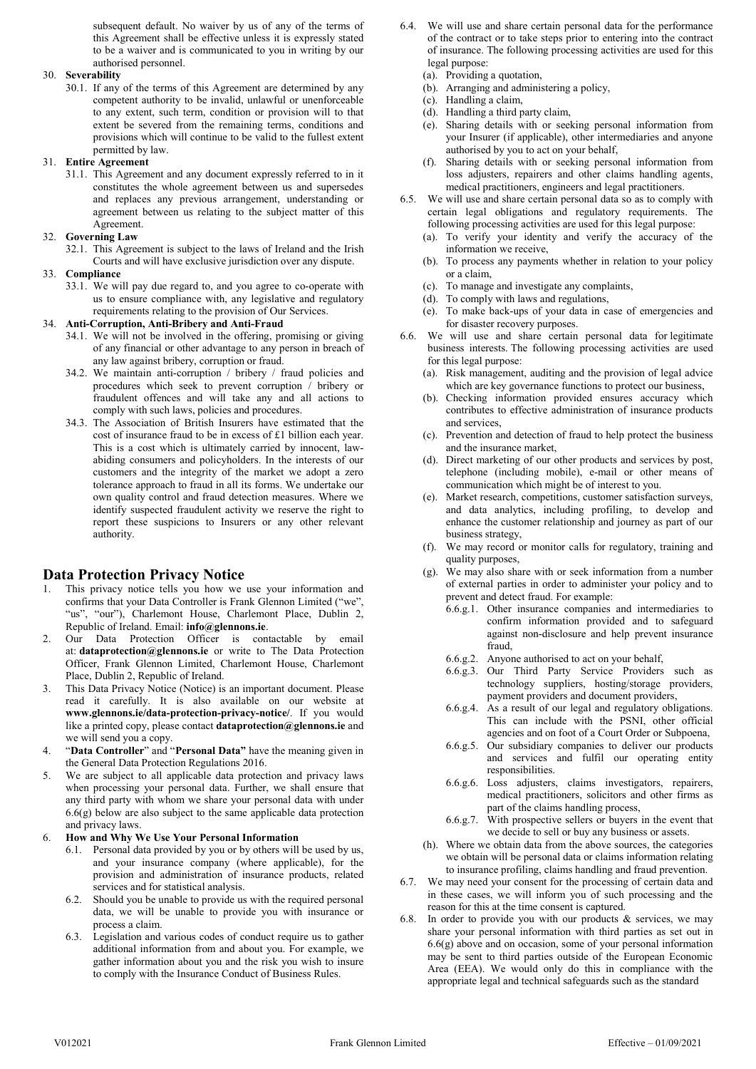subsequent default. No waiver by us of any of the terms of this Agreement shall be effective unless it is expressly stated to be a waiver and is communicated to you in writing by our authorised personnel.

30. **Severability**
    30.1. If any of the terms of this Agreement are determined by any competent authority to be invalid, unlawful or unenforceable to any extent, such term, condition or provision will to that extent be severed from the remaining terms, conditions and provisions which will continue to be valid to the fullest extent permitted by law.

31. **Entire Agreement**
    31.1. This Agreement and any document expressly referred to in it constitutes the whole agreement between us and supersedes and replaces any previous arrangement, understanding or agreement between us relating to the subject matter of this Agreement.

32. **Governing Law**
    32.1. This Agreement is subject to the laws of Ireland and the Irish Courts and will have exclusive jurisdiction over any dispute.

33. **Compliance**
    33.1. We will pay due regard to, and you agree to co-operate with us to ensure compliance with, any legislative and regulatory requirements relating to the provision of Our Services.

34. **Anti-Corruption, Anti-Bribery and Anti-Fraud**
    34.1. We will not be involved in the offering, promising or giving of any financial or other advantage to any person in breach of any law against bribery, corruption or fraud.
    34.2. We maintain anti-corruption / bribery / fraud policies and procedures which seek to prevent corruption / bribery or fraudulent offences and will take any and all actions to comply with such laws, policies and procedures.
    34.3. The Association of British Insurers have estimated that the cost of insurance fraud to be in excess of £1 billion each year. This is a cost which is ultimately carried by innocent, law-abiding consumers and policyholders. In the interests of our customers and the integrity of the market we adopt a zero tolerance approach to fraud in all its forms. We undertake our own quality control and fraud detection measures. Where we identify suspected fraudulent activity we reserve the right to report these suspicions to Insurers or any other relevant authority.

## Data Protection Privacy Notice

1. This privacy notice tells you how we use your information and confirms that your Data Controller is Frank Glennon Limited ("we", "us", "our"), Charlemont House, Charlemont Place, Dublin 2, Republic of Ireland. Email: **info@glennons.ie**.
2. Our Data Protection Officer is contactable by email at: **dataprotection@glennons.ie** or write to The Data Protection Officer, Frank Glennon Limited, Charlemont House, Charlemont Place, Dublin 2, Republic of Ireland.
3. This Data Privacy Notice (Notice) is an important document. Please read it carefully. It is also available on our website at **www.glennons.ie/data-protection-privacy-notice/**. If you would like a printed copy, please contact **dataprotection@glennons.ie** and we will send you a copy.
4. "**Data Controller**" and "**Personal Data"** have the meaning given in the General Data Protection Regulations 2016.
5. We are subject to all applicable data protection and privacy laws when processing your personal data. Further, we shall ensure that any third party with whom we share your personal data with under 6.6(g) below are also subject to the same applicable data protection and privacy laws.
6. **How and Why We Use Your Personal Information**
    6.1. Personal data provided by you or by others will be used by us, and your insurance company (where applicable), for the provision and administration of insurance products, related services and for statistical analysis.
    6.2. Should you be unable to provide us with the required personal data, we will be unable to provide you with insurance or process a claim.
    6.3. Legislation and various codes of conduct require us to gather additional information from and about you. For example, we gather information about you and the risk you wish to insure to comply with the Insurance Conduct of Business Rules.
    6.4. We will use and share certain personal data for the performance of the contract or to take steps prior to entering into the contract of insurance. The following processing activities are used for this legal purpose:
    (a). Providing a quotation,
    (b). Arranging and administering a policy,
    (c). Handling a claim,
    (d). Handling a third party claim,
    (e). Sharing details with or seeking personal information from your Insurer (if applicable), other intermediaries and anyone authorised by you to act on your behalf,
    (f). Sharing details with or seeking personal information from loss adjusters, repairers and other claims handling agents, medical practitioners, engineers and legal practitioners.
    6.5. We will use and share certain personal data so as to comply with certain legal obligations and regulatory requirements. The following processing activities are used for this legal purpose:
    (a). To verify your identity and verify the accuracy of the information we receive,
    (b). To process any payments whether in relation to your policy or a claim,
    (c). To manage and investigate any complaints,
    (d). To comply with laws and regulations,
    (e). To make back-ups of your data in case of emergencies and for disaster recovery purposes.
    6.6. We will use and share certain personal data for legitimate business interests. The following processing activities are used for this legal purpose:
    (a). Risk management, auditing and the provision of legal advice which are key governance functions to protect our business,
    (b). Checking information provided ensures accuracy which contributes to effective administration of insurance products and services,
    (c). Prevention and detection of fraud to help protect the business and the insurance market,
    (d). Direct marketing of our other products and services by post, telephone (including mobile), e-mail or other means of communication which might be of interest to you.
    (e). Market research, competitions, customer satisfaction surveys, and data analytics, including profiling, to develop and enhance the customer relationship and journey as part of our business strategy,
    (f). We may record or monitor calls for regulatory, training and quality purposes,
    (g). We may also share with or seek information from a number of external parties in order to administer your policy and to prevent and detect fraud. For example:
        6.6.g.1. Other insurance companies and intermediaries to confirm information provided and to safeguard against non-disclosure and help prevent insurance fraud,
        6.6.g.2. Anyone authorised to act on your behalf,
        6.6.g.3. Our Third Party Service Providers such as technology suppliers, hosting/storage providers, payment providers and document providers,
        6.6.g.4. As a result of our legal and regulatory obligations. This can include with the PSNI, other official agencies and on foot of a Court Order or Subpoena,
        6.6.g.5. Our subsidiary companies to deliver our products and services and fulfil our operating entity responsibilities.
        6.6.g.6. Loss adjusters, claims investigators, repairers, medical practitioners, solicitors and other firms as part of the claims handling process,
        6.6.g.7. With prospective sellers or buyers in the event that we decide to sell or buy any business or assets.
    (h). Where we obtain data from the above sources, the categories we obtain will be personal data or claims information relating to insurance profiling, claims handling and fraud prevention.
    6.7. We may need your consent for the processing of certain data and in these cases, we will inform you of such processing and the reason for this at the time consent is captured.
    6.8. In order to provide you with our products & services, we may share your personal information with third parties as set out in 6.6(g) above and on occasion, some of your personal information may be sent to third parties outside of the European Economic Area (EEA). We would only do this in compliance with the appropriate legal and technical safeguards such as the standard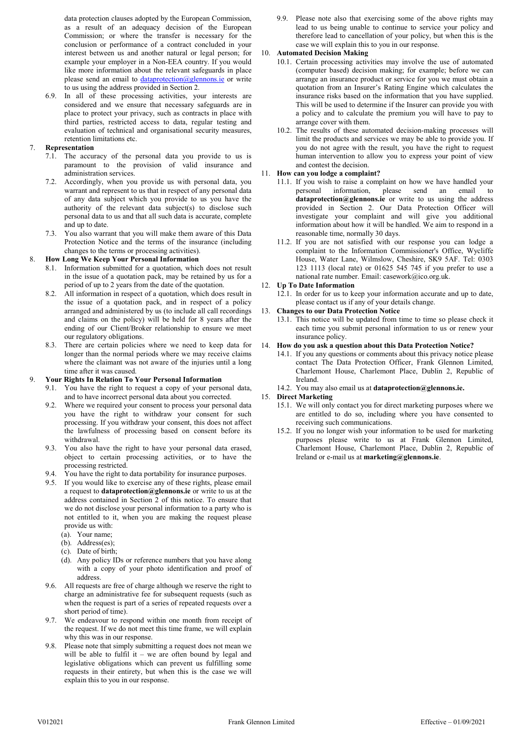data protection clauses adopted by the European Commission, as a result of an adequacy decision of the European Commission; or where the transfer is necessary for the conclusion or performance of a contract concluded in your interest between us and another natural or legal person; for example your employer in a Non-EEA country. If you would like more information about the relevant safeguards in place please send an email to dataprotection@glennons.ie or write to us using the address provided in Section 2.

6.9. In all of these processing activities, your interests are considered and we ensure that necessary safeguards are in place to protect your privacy, such as contracts in place with third parties, restricted access to data, regular testing and evaluation of technical and organisational security measures, retention limitations etc.

## 7. Representation

7.1. The accuracy of the personal data you provide to us is paramount to the provision of valid insurance and administration services.

7.2. Accordingly, when you provide us with personal data, you warrant and represent to us that in respect of any personal data of any data subject which you provide to us you have the authority of the relevant data subject(s) to disclose such personal data to us and that all such data is accurate, complete and up to date.

7.3. You also warrant that you will make them aware of this Data Protection Notice and the terms of the insurance (including changes to the terms or processing activities).

## 8. How Long We Keep Your Personal Information

8.1. Information submitted for a quotation, which does not result in the issue of a quotation pack, may be retained by us for a period of up to 2 years from the date of the quotation.

8.2. All information in respect of a quotation, which does result in the issue of a quotation pack, and in respect of a policy arranged and administered by us (to include all call recordings and claims on the policy) will be held for 8 years after the ending of our Client/Broker relationship to ensure we meet our regulatory obligations.

8.3. There are certain policies where we need to keep data for longer than the normal periods where we may receive claims where the claimant was not aware of the injuries until a long time after it was caused.

## 9. Your Rights In Relation To Your Personal Information

9.1. You have the right to request a copy of your personal data, and to have incorrect personal data about you corrected.

9.2. Where we required your consent to process your personal data you have the right to withdraw your consent for such processing. If you withdraw your consent, this does not affect the lawfulness of processing based on consent before its withdrawal.

9.3. You also have the right to have your personal data erased, object to certain processing activities, or to have the processing restricted.

9.4. You have the right to data portability for insurance purposes.

9.5. If you would like to exercise any of these rights, please email a request to **dataprotection@glennons.ie** or write to us at the address contained in Section 2 of this notice. To ensure that we do not disclose your personal information to a party who is not entitled to it, when you are making the request please provide us with:

(a). Your name;
(b). Address(es);
(c). Date of birth;
(d). Any policy IDs or reference numbers that you have along with a copy of your photo identification and proof of address.

9.6. All requests are free of charge although we reserve the right to charge an administrative fee for subsequent requests (such as when the request is part of a series of repeated requests over a short period of time).

9.7. We endeavour to respond within one month from receipt of the request. If we do not meet this time frame, we will explain why this was in our response.

9.8. Please note that simply submitting a request does not mean we will be able to fulfil it – we are often bound by legal and legislative obligations which can prevent us fulfilling some requests in their entirety, but when this is the case we will explain this to you in our response.

9.9. Please note also that exercising some of the above rights may lead to us being unable to continue to service your policy and therefore lead to cancellation of your policy, but when this is the case we will explain this to you in our response.

## 10. Automated Decision Making

10.1. Certain processing activities may involve the use of automated (computer based) decision making; for example; before we can arrange an insurance product or service for you we must obtain a quotation from an Insurer's Rating Engine which calculates the insurance risks based on the information that you have supplied. This will be used to determine if the Insurer can provide you with a policy and to calculate the premium you will have to pay to arrange cover with them.

10.2. The results of these automated decision-making processes will limit the products and services we may be able to provide you. If you do not agree with the result, you have the right to request human intervention to allow you to express your point of view and contest the decision.

## 11. How can you lodge a complaint?

11.1. If you wish to raise a complaint on how we have handled your personal information, please send an email to **dataprotection@glennons.ie** or write to us using the address provided in Section 2. Our Data Protection Officer will investigate your complaint and will give you additional information about how it will be handled. We aim to respond in a reasonable time, normally 30 days.

11.2. If you are not satisfied with our response you can lodge a complaint to the Information Commissioner's Office, Wycliffe House, Water Lane, Wilmslow, Cheshire, SK9 5AF. Tel: 0303 123 1113 (local rate) or 01625 545 745 if you prefer to use a national rate number. Email: casework@ico.org.uk.

## 12. Up To Date Information

12.1. In order for us to keep your information accurate and up to date, please contact us if any of your details change.

## 13. Changes to our Data Protection Notice

13.1. This notice will be updated from time to time so please check it each time you submit personal information to us or renew your insurance policy.

## 14. How do you ask a question about this Data Protection Notice?

14.1. If you any questions or comments about this privacy notice please contact The Data Protection Officer, Frank Glennon Limited, Charlemont House, Charlemont Place, Dublin 2, Republic of Ireland.

14.2. You may also email us at **dataprotection@glennons.ie.**

## 15. Direct Marketing

15.1. We will only contact you for direct marketing purposes where we are entitled to do so, including where you have consented to receiving such communications.

15.2. If you no longer wish your information to be used for marketing purposes please write to us at Frank Glennon Limited, Charlemont House, Charlemont Place, Dublin 2, Republic of Ireland or e-mail us at **marketing@glennons.ie**.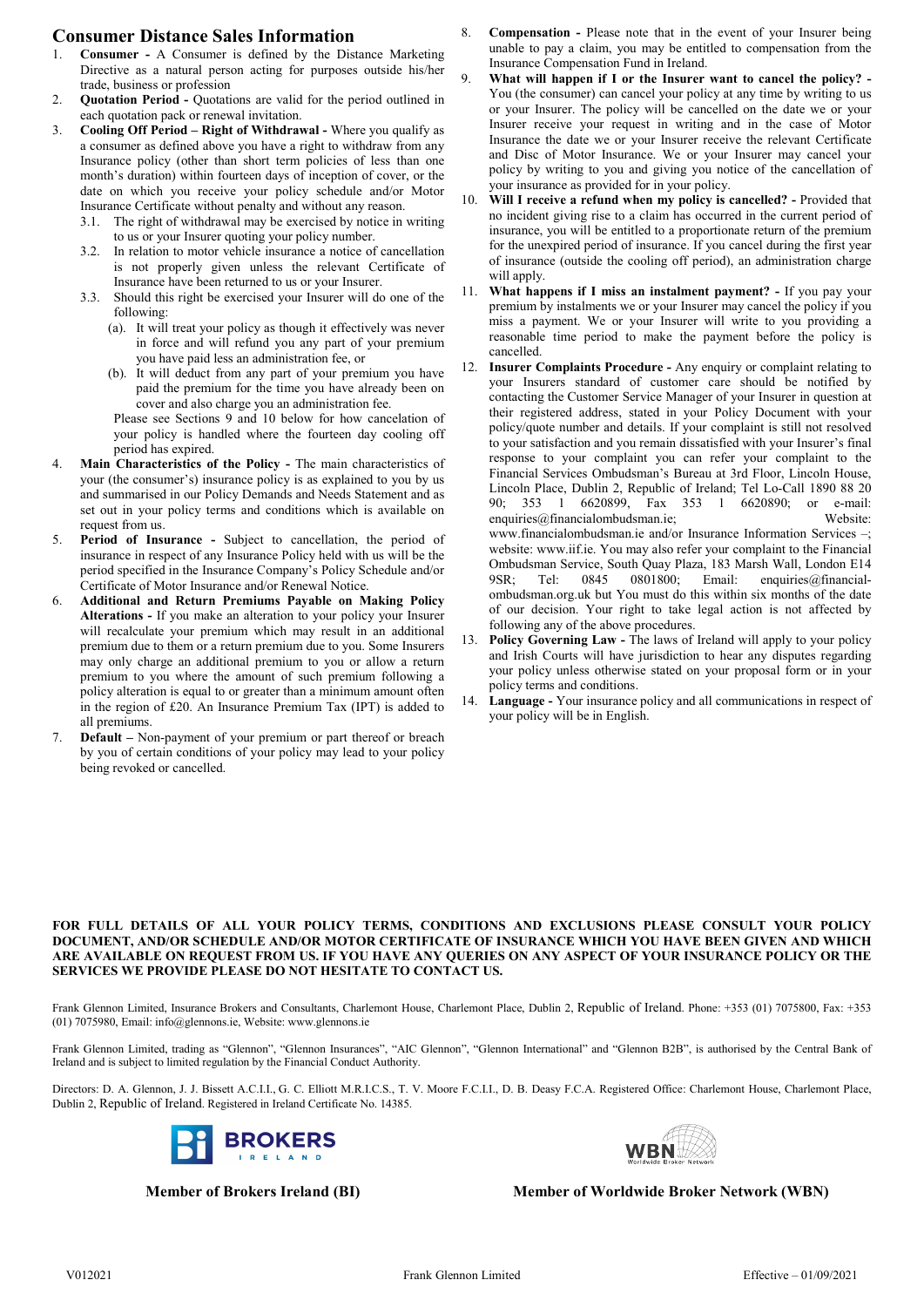# Consumer Distance Sales Information

1. **Consumer -** A Consumer is defined by the Distance Marketing Directive as a natural person acting for purposes outside his/her trade, business or profession
2. **Quotation Period -** Quotations are valid for the period outlined in each quotation pack or renewal invitation.
3. **Cooling Off Period – Right of Withdrawal -** Where you qualify as a consumer as defined above you have a right to withdraw from any Insurance policy (other than short term policies of less than one month's duration) within fourteen days of inception of cover, or the date on which you receive your policy schedule and/or Motor Insurance Certificate without penalty and without any reason.
   - 3.1. The right of withdrawal may be exercised by notice in writing to us or your Insurer quoting your policy number.
   - 3.2. In relation to motor vehicle insurance a notice of cancellation is not properly given unless the relevant Certificate of Insurance have been returned to us or your Insurer.
   - 3.3. Should this right be exercised your Insurer will do one of the following:
     - (a). It will treat your policy as though it effectively was never in force and will refund you any part of your premium you have paid less an administration fee, or
     - (b). It will deduct from any part of your premium you have paid the premium for the time you have already been on cover and also charge you an administration fee.

     Please see Sections 9 and 10 below for how cancelation of your policy is handled where the fourteen day cooling off period has expired.
4. **Main Characteristics of the Policy -** The main characteristics of your (the consumer's) insurance policy is as explained to you by us and summarised in our Policy Demands and Needs Statement and as set out in your policy terms and conditions which is available on request from us.
5. **Period of Insurance -** Subject to cancellation, the period of insurance in respect of any Insurance Policy held with us will be the period specified in the Insurance Company's Policy Schedule and/or Certificate of Motor Insurance and/or Renewal Notice.
6. **Additional and Return Premiums Payable on Making Policy Alterations -** If you make an alteration to your policy your Insurer will recalculate your premium which may result in an additional premium due to them or a return premium due to you. Some Insurers may only charge an additional premium to you or allow a return premium to you where the amount of such premium following a policy alteration is equal to or greater than a minimum amount often in the region of £20. An Insurance Premium Tax (IPT) is added to all premiums.
7. **Default –** Non-payment of your premium or part thereof or breach by you of certain conditions of your policy may lead to your policy being revoked or cancelled.
8. **Compensation -** Please note that in the event of your Insurer being unable to pay a claim, you may be entitled to compensation from the Insurance Compensation Fund in Ireland.
9. **What will happen if I or the Insurer want to cancel the policy? -** You (the consumer) can cancel your policy at any time by writing to us or your Insurer. The policy will be cancelled on the date we or your Insurer receive your request in writing and in the case of Motor Insurance the date we or your Insurer receive the relevant Certificate and Disc of Motor Insurance. We or your Insurer may cancel your policy by writing to you and giving you notice of the cancellation of your insurance as provided for in your policy.
10. **Will I receive a refund when my policy is cancelled? -** Provided that no incident giving rise to a claim has occurred in the current period of insurance, you will be entitled to a proportionate return of the premium for the unexpired period of insurance. If you cancel during the first year of insurance (outside the cooling off period), an administration charge will apply.
11. **What happens if I miss an instalment payment? -** If you pay your premium by instalments we or your Insurer may cancel the policy if you miss a payment. We or your Insurer will write to you providing a reasonable time period to make the payment before the policy is cancelled.
12. **Insurer Complaints Procedure -** Any enquiry or complaint relating to your Insurers standard of customer care should be notified by contacting the Customer Service Manager of your Insurer in question at their registered address, stated in your Policy Document with your policy/quote number and details. If your complaint is still not resolved to your satisfaction and you remain dissatisfied with your Insurer's final response to your complaint you can refer your complaint to the Financial Services Ombudsman's Bureau at 3rd Floor, Lincoln House, Lincoln Place, Dublin 2, Republic of Ireland; Tel Lo-Call 1890 88 20 90; 353 1 6620899, Fax 353 1 6620890; or e-mail: enquiries@financialombudsman.ie; Website: www.financialombudsman.ie and/or Insurance Information Services –; website: www.iif.ie. You may also refer your complaint to the Financial Ombudsman Service, South Quay Plaza, 183 Marsh Wall, London E14 9SR; Tel: 0845 0801800; Email: enquiries@financial-ombudsman.org.uk but You must do this within six months of the date of our decision. Your right to take legal action is not affected by following any of the above procedures.
13. **Policy Governing Law -** The laws of Ireland will apply to your policy and Irish Courts will have jurisdiction to hear any disputes regarding your policy unless otherwise stated on your proposal form or in your policy terms and conditions.
14. **Language -** Your insurance policy and all communications in respect of your policy will be in English.

**FOR FULL DETAILS OF ALL YOUR POLICY TERMS, CONDITIONS AND EXCLUSIONS PLEASE CONSULT YOUR POLICY DOCUMENT, AND/OR SCHEDULE AND/OR MOTOR CERTIFICATE OF INSURANCE WHICH YOU HAVE BEEN GIVEN AND WHICH ARE AVAILABLE ON REQUEST FROM US. IF YOU HAVE ANY QUERIES ON ANY ASPECT OF YOUR INSURANCE POLICY OR THE SERVICES WE PROVIDE PLEASE DO NOT HESITATE TO CONTACT US.**

Frank Glennon Limited, Insurance Brokers and Consultants, Charlemont House, Charlemont Place, Dublin 2, Republic of Ireland. Phone: +353 (01) 7075800, Fax: +353 (01) 7075980, Email: info@glennons.ie, Website: www.glennons.ie

Frank Glennon Limited, trading as "Glennon", "Glennon Insurances", "AIC Glennon", "Glennon International" and "Glennon B2B", is authorised by the Central Bank of Ireland and is subject to limited regulation by the Financial Conduct Authority.

Directors: D. A. Glennon, J. J. Bissett A.C.I.I., G. C. Elliott M.R.I.C.S., T. V. Moore F.C.I.I., D. B. Deasy F.C.A. Registered Office: Charlemont House, Charlemont Place, Dublin 2, Republic of Ireland. Registered in Ireland Certificate No. 14385.

**Member of Brokers Ireland (BI)**

**Member of Worldwide Broker Network (WBN)**

V012021 Frank Glennon Limited Effective – 01/09/2021